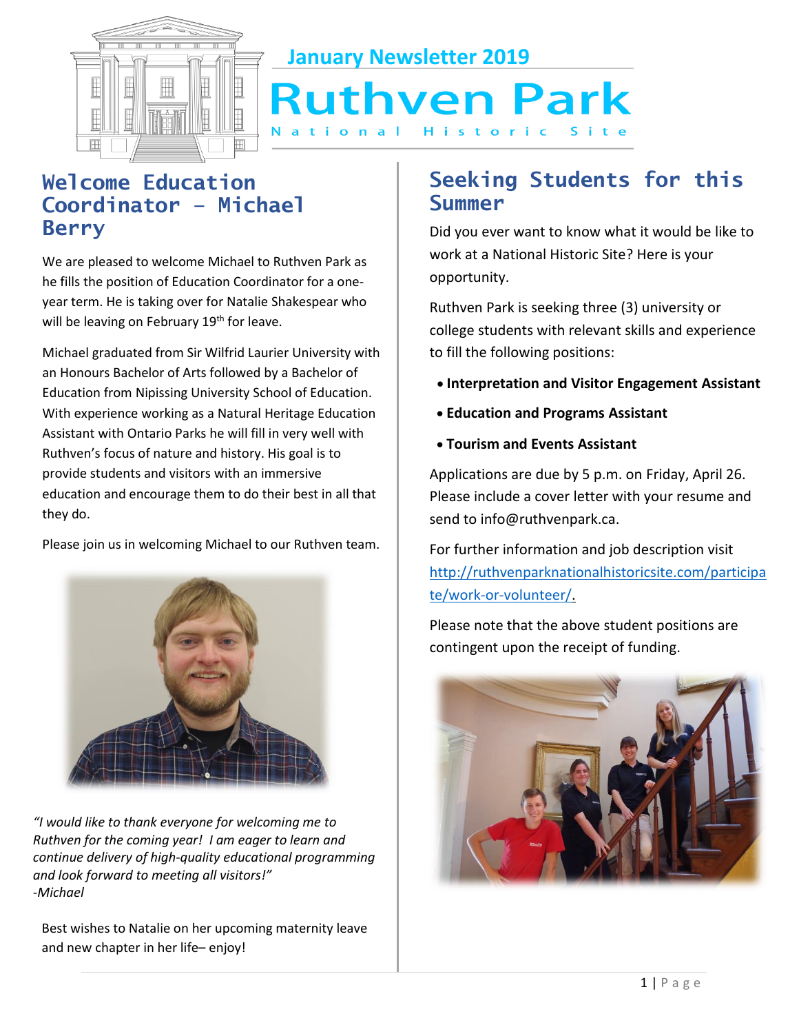# January Newsletter 2019

# Ruthven Park

National Historic Site

## Welcome Education Coordinator – Michael Berry

We are pleased to welcome Michael to Ruthven Park as he fills the position of Education Coordinator for a one-year term. He is taking over for Natalie Shakespear who will be leaving on February 19th for leave.

Michael graduated from Sir Wilfrid Laurier University with an Honours Bachelor of Arts followed by a Bachelor of Education from Nipissing University School of Education. With experience working as a Natural Heritage Education Assistant with Ontario Parks he will fill in very well with Ruthven's focus of nature and history. His goal is to provide students and visitors with an immersive education and encourage them to do their best in all that they do.

Please join us in welcoming Michael to our Ruthven team.

*"I would like to thank everyone for welcoming me to Ruthven for the coming year! I am eager to learn and continue delivery of high-quality educational programming and look forward to meeting all visitors!"*
*-Michael*

Best wishes to Natalie on her upcoming maternity leave and new chapter in her life– enjoy!

## Seeking Students for this Summer

Did you ever want to know what it would be like to work at a National Historic Site? Here is your opportunity.

Ruthven Park is seeking three (3) university or college students with relevant skills and experience to fill the following positions:

- **Interpretation and Visitor Engagement Assistant**
- **Education and Programs Assistant**
- **Tourism and Events Assistant**

Applications are due by 5 p.m. on Friday, April 26. Please include a cover letter with your resume and send to info@ruthvenpark.ca.

For further information and job description visit http://ruthvenparknationalhistoricsite.com/participate/work-or-volunteer/.

Please note that the above student positions are contingent upon the receipt of funding.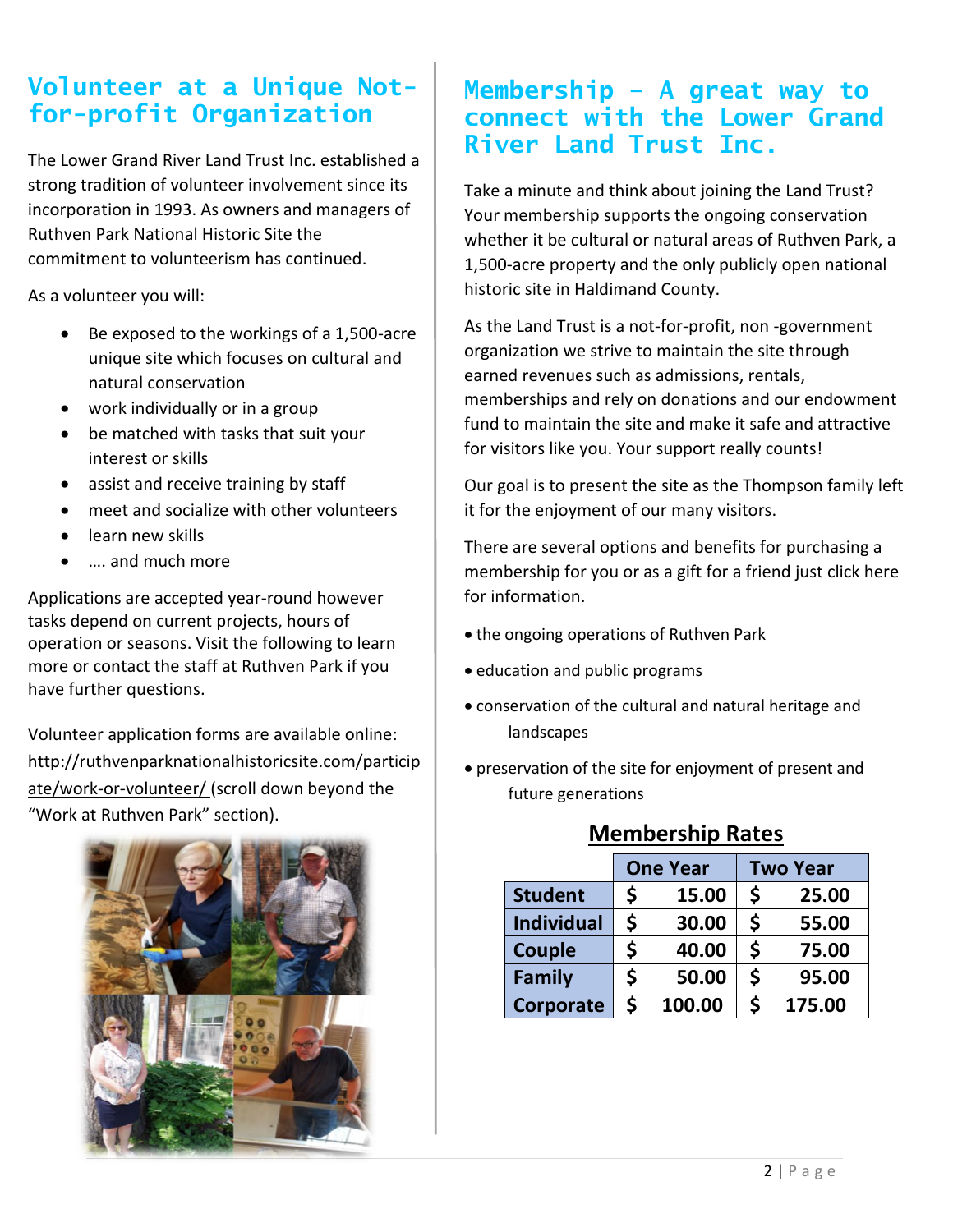## Volunteer at a Unique Not-for-profit Organization

The Lower Grand River Land Trust Inc. established a strong tradition of volunteer involvement since its incorporation in 1993. As owners and managers of Ruthven Park National Historic Site the commitment to volunteerism has continued.

As a volunteer you will:

- Be exposed to the workings of a 1,500-acre unique site which focuses on cultural and natural conservation
- work individually or in a group
- be matched with tasks that suit your interest or skills
- assist and receive training by staff
- meet and socialize with other volunteers
- learn new skills
- …. and much more

Applications are accepted year-round however tasks depend on current projects, hours of operation or seasons. Visit the following to learn more or contact the staff at Ruthven Park if you have further questions.

Volunteer application forms are available online: http://ruthvenparknationalhistoricsite.com/participate/work-or-volunteer/ (scroll down beyond the "Work at Ruthven Park" section).

## Membership – A great way to connect with the Lower Grand River Land Trust Inc.

Take a minute and think about joining the Land Trust? Your membership supports the ongoing conservation whether it be cultural or natural areas of Ruthven Park, a 1,500-acre property and the only publicly open national historic site in Haldimand County.

As the Land Trust is a not-for-profit, non -government organization we strive to maintain the site through earned revenues such as admissions, rentals, memberships and rely on donations and our endowment fund to maintain the site and make it safe and attractive for visitors like you. Your support really counts!

Our goal is to present the site as the Thompson family left it for the enjoyment of our many visitors.

There are several options and benefits for purchasing a membership for you or as a gift for a friend just click here for information.

- the ongoing operations of Ruthven Park
- education and public programs
- conservation of the cultural and natural heritage and landscapes
- preservation of the site for enjoyment of present and future generations

**Membership Rates**

| | One Year | Two Year |
|---|---|---|
| **Student** | $ 15.00 | $ 25.00 |
| **Individual** | $ 30.00 | $ 55.00 |
| **Couple** | $ 40.00 | $ 75.00 |
| **Family** | $ 50.00 | $ 95.00 |
| **Corporate** | $ 100.00 | $ 175.00 |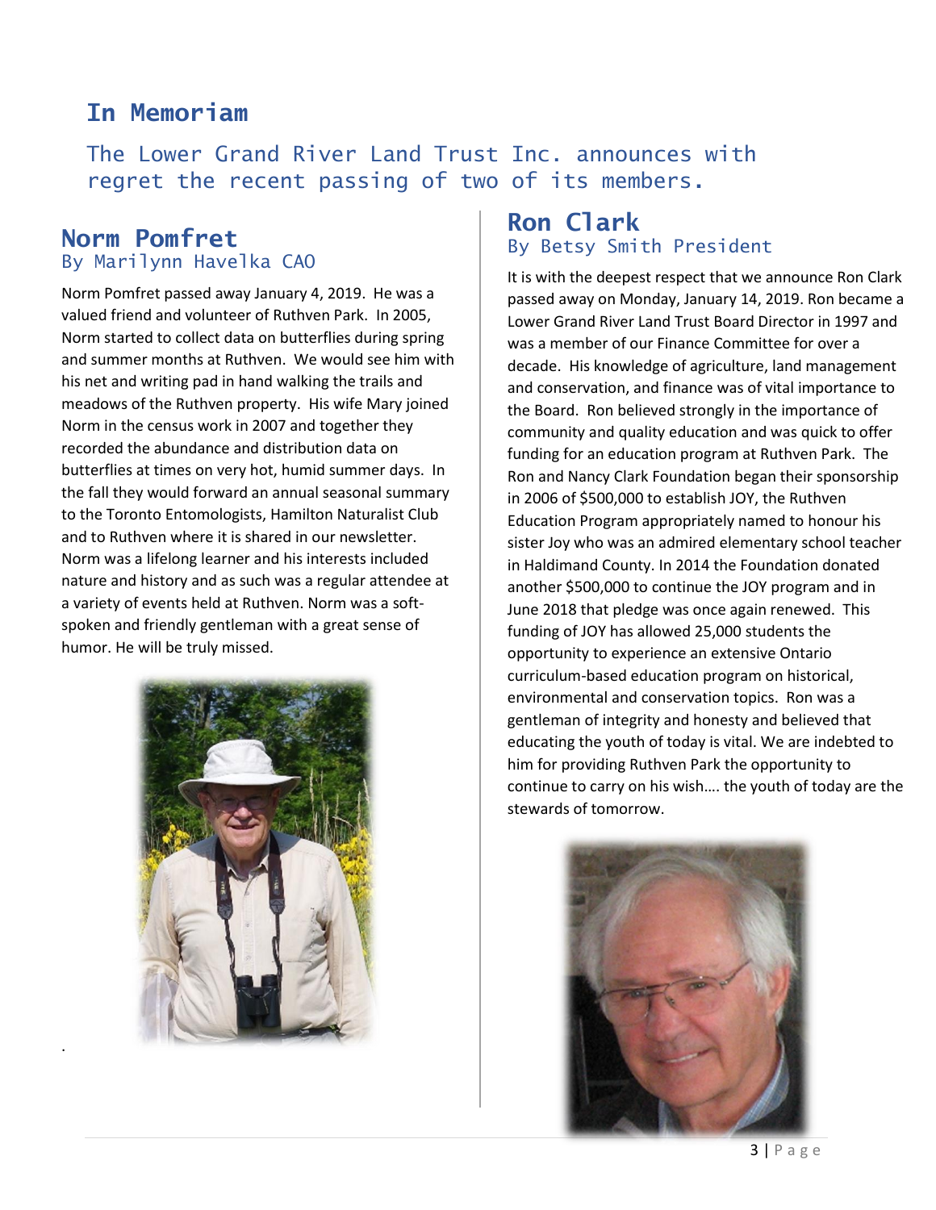# In Memoriam

The Lower Grand River Land Trust Inc. announces with regret the recent passing of two of its members.

## Norm Pomfret

By Marilynn Havelka CAO

Norm Pomfret passed away January 4, 2019. He was a valued friend and volunteer of Ruthven Park. In 2005, Norm started to collect data on butterflies during spring and summer months at Ruthven. We would see him with his net and writing pad in hand walking the trails and meadows of the Ruthven property. His wife Mary joined Norm in the census work in 2007 and together they recorded the abundance and distribution data on butterflies at times on very hot, humid summer days. In the fall they would forward an annual seasonal summary to the Toronto Entomologists, Hamilton Naturalist Club and to Ruthven where it is shared in our newsletter. Norm was a lifelong learner and his interests included nature and history and as such was a regular attendee at a variety of events held at Ruthven. Norm was a soft-spoken and friendly gentleman with a great sense of humor. He will be truly missed.

## Ron Clark

By Betsy Smith President

It is with the deepest respect that we announce Ron Clark passed away on Monday, January 14, 2019. Ron became a Lower Grand River Land Trust Board Director in 1997 and was a member of our Finance Committee for over a decade. His knowledge of agriculture, land management and conservation, and finance was of vital importance to the Board. Ron believed strongly in the importance of community and quality education and was quick to offer funding for an education program at Ruthven Park. The Ron and Nancy Clark Foundation began their sponsorship in 2006 of $500,000 to establish JOY, the Ruthven Education Program appropriately named to honour his sister Joy who was an admired elementary school teacher in Haldimand County. In 2014 the Foundation donated another $500,000 to continue the JOY program and in June 2018 that pledge was once again renewed. This funding of JOY has allowed 25,000 students the opportunity to experience an extensive Ontario curriculum-based education program on historical, environmental and conservation topics. Ron was a gentleman of integrity and honesty and believed that educating the youth of today is vital. We are indebted to him for providing Ruthven Park the opportunity to continue to carry on his wish…. the youth of today are the stewards of tomorrow.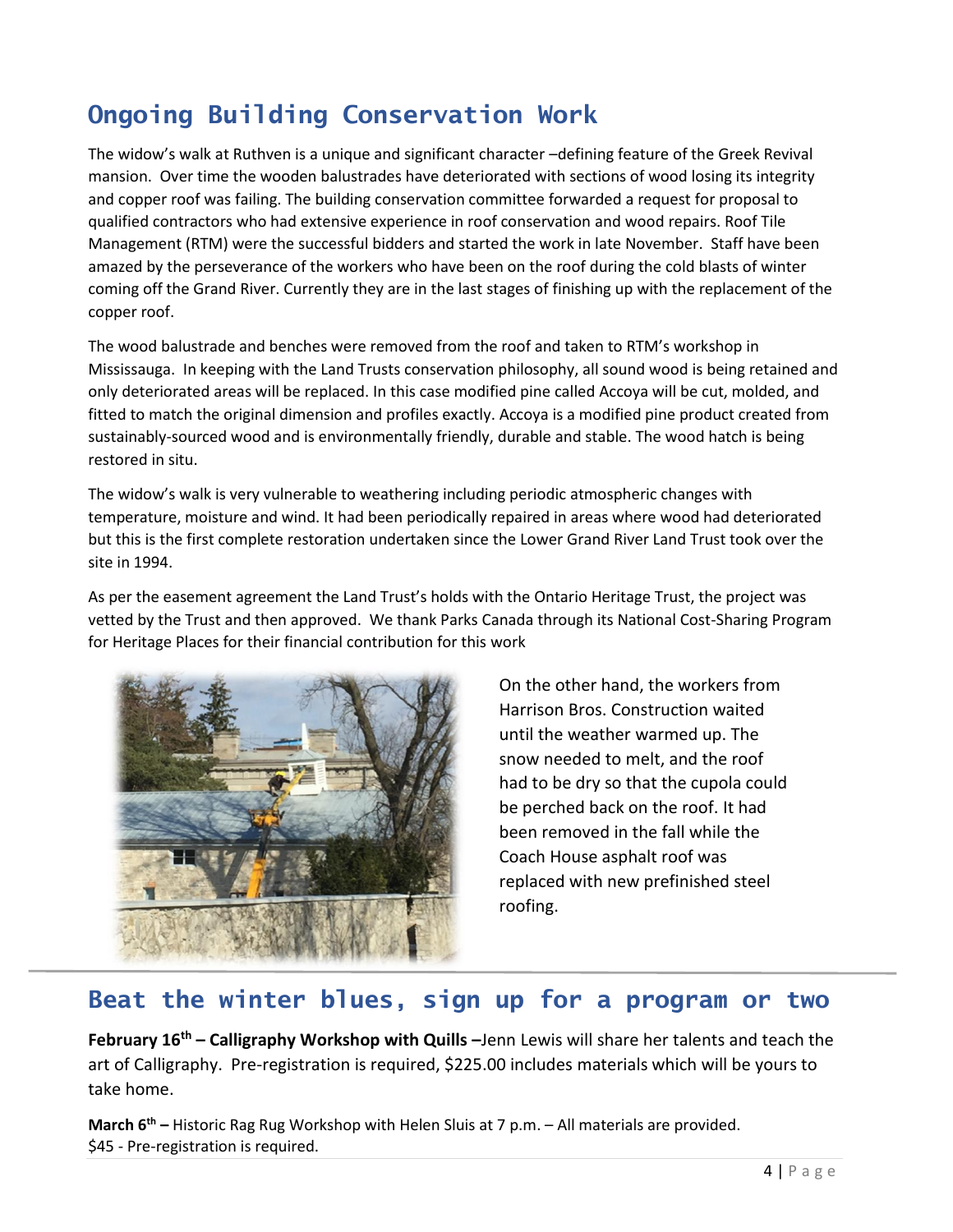## Ongoing Building Conservation Work

The widow's walk at Ruthven is a unique and significant character –defining feature of the Greek Revival mansion. Over time the wooden balustrades have deteriorated with sections of wood losing its integrity and copper roof was failing. The building conservation committee forwarded a request for proposal to qualified contractors who had extensive experience in roof conservation and wood repairs. Roof Tile Management (RTM) were the successful bidders and started the work in late November. Staff have been amazed by the perseverance of the workers who have been on the roof during the cold blasts of winter coming off the Grand River. Currently they are in the last stages of finishing up with the replacement of the copper roof.

The wood balustrade and benches were removed from the roof and taken to RTM's workshop in Mississauga. In keeping with the Land Trusts conservation philosophy, all sound wood is being retained and only deteriorated areas will be replaced. In this case modified pine called Accoya will be cut, molded, and fitted to match the original dimension and profiles exactly. Accoya is a modified pine product created from sustainably-sourced wood and is environmentally friendly, durable and stable. The wood hatch is being restored in situ.

The widow's walk is very vulnerable to weathering including periodic atmospheric changes with temperature, moisture and wind. It had been periodically repaired in areas where wood had deteriorated but this is the first complete restoration undertaken since the Lower Grand River Land Trust took over the site in 1994.

As per the easement agreement the Land Trust's holds with the Ontario Heritage Trust, the project was vetted by the Trust and then approved. We thank Parks Canada through its National Cost-Sharing Program for Heritage Places for their financial contribution for this work

On the other hand, the workers from Harrison Bros. Construction waited until the weather warmed up. The snow needed to melt, and the roof had to be dry so that the cupola could be perched back on the roof. It had been removed in the fall while the Coach House asphalt roof was replaced with new prefinished steel roofing.

## Beat the winter blues, sign up for a program or two

**February 16th – Calligraphy Workshop with Quills –**Jenn Lewis will share her talents and teach the art of Calligraphy. Pre-registration is required, $225.00 includes materials which will be yours to take home.

**March 6th –** Historic Rag Rug Workshop with Helen Sluis at 7 p.m. – All materials are provided. $45 - Pre-registration is required.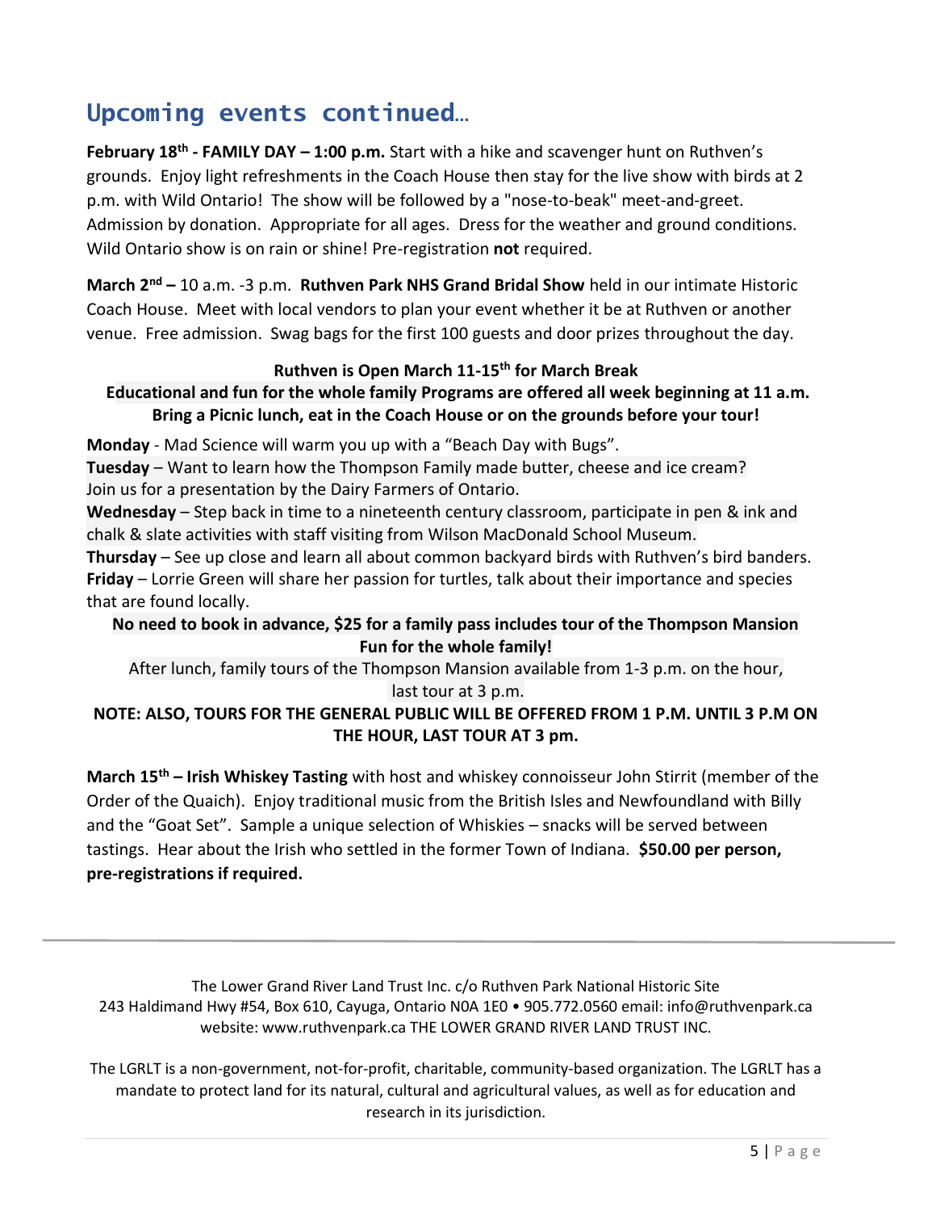# Upcoming events continued…

**February 18th - FAMILY DAY – 1:00 p.m.** Start with a hike and scavenger hunt on Ruthven's grounds. Enjoy light refreshments in the Coach House then stay for the live show with birds at 2 p.m. with Wild Ontario! The show will be followed by a "nose-to-beak" meet-and-greet. Admission by donation. Appropriate for all ages. Dress for the weather and ground conditions. Wild Ontario show is on rain or shine! Pre-registration **not** required.

**March 2nd –** 10 a.m. -3 p.m. **Ruthven Park NHS Grand Bridal Show** held in our intimate Historic Coach House. Meet with local vendors to plan your event whether it be at Ruthven or another venue. Free admission. Swag bags for the first 100 guests and door prizes throughout the day.

**Ruthven is Open March 11-15th for March Break**

**Educational and fun for the whole family Programs are offered all week beginning at 11 a.m.**
**Bring a Picnic lunch, eat in the Coach House or on the grounds before your tour!**

**Monday** - Mad Science will warm you up with a "Beach Day with Bugs".
**Tuesday** – Want to learn how the Thompson Family made butter, cheese and ice cream? Join us for a presentation by the Dairy Farmers of Ontario.
**Wednesday** – Step back in time to a nineteenth century classroom, participate in pen & ink and chalk & slate activities with staff visiting from Wilson MacDonald School Museum.
**Thursday** – See up close and learn all about common backyard birds with Ruthven's bird banders.
**Friday** – Lorrie Green will share her passion for turtles, talk about their importance and species that are found locally.

**No need to book in advance, $25 for a family pass includes tour of the Thompson Mansion**
**Fun for the whole family!**

After lunch, family tours of the Thompson Mansion available from 1-3 p.m. on the hour, last tour at 3 p.m.

**NOTE: ALSO, TOURS FOR THE GENERAL PUBLIC WILL BE OFFERED FROM 1 P.M. UNTIL 3 P.M ON THE HOUR, LAST TOUR AT 3 pm.**

**March 15th – Irish Whiskey Tasting** with host and whiskey connoisseur John Stirrit (member of the Order of the Quaich). Enjoy traditional music from the British Isles and Newfoundland with Billy and the "Goat Set". Sample a unique selection of Whiskies – snacks will be served between tastings. Hear about the Irish who settled in the former Town of Indiana. **$50.00 per person, pre-registrations if required.**

---

The Lower Grand River Land Trust Inc. c/o Ruthven Park National Historic Site
243 Haldimand Hwy #54, Box 610, Cayuga, Ontario N0A 1E0 • 905.772.0560 email: info@ruthvenpark.ca
website: www.ruthvenpark.ca THE LOWER GRAND RIVER LAND TRUST INC.

The LGRLT is a non-government, not-for-profit, charitable, community-based organization. The LGRLT has a mandate to protect land for its natural, cultural and agricultural values, as well as for education and research in its jurisdiction.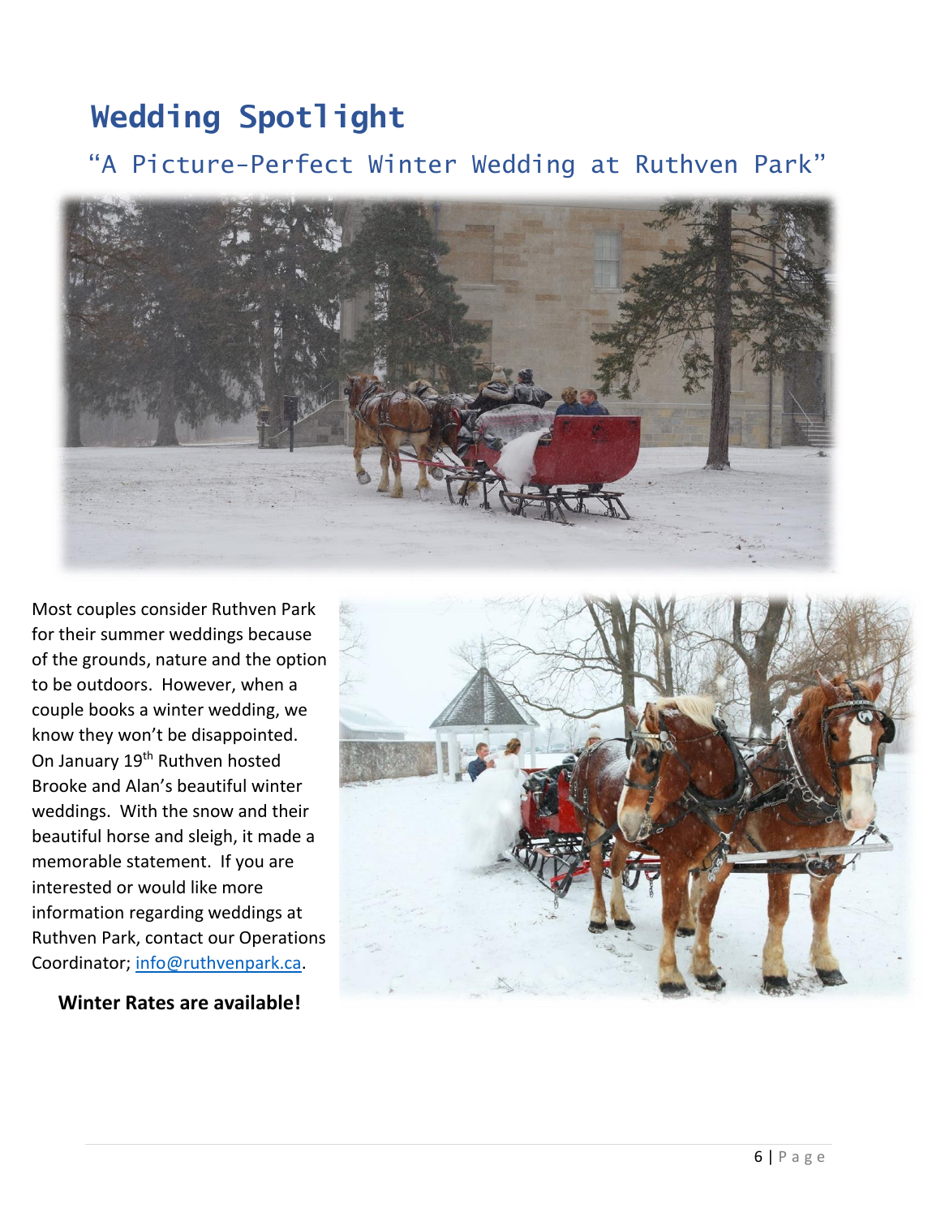# Wedding Spotlight

## "A Picture-Perfect Winter Wedding at Ruthven Park"

Most couples consider Ruthven Park for their summer weddings because of the grounds, nature and the option to be outdoors. However, when a couple books a winter wedding, we know they won't be disappointed. On January 19th Ruthven hosted Brooke and Alan's beautiful winter weddings. With the snow and their beautiful horse and sleigh, it made a memorable statement. If you are interested or would like more information regarding weddings at Ruthven Park, contact our Operations Coordinator; info@ruthvenpark.ca.

**Winter Rates are available!**